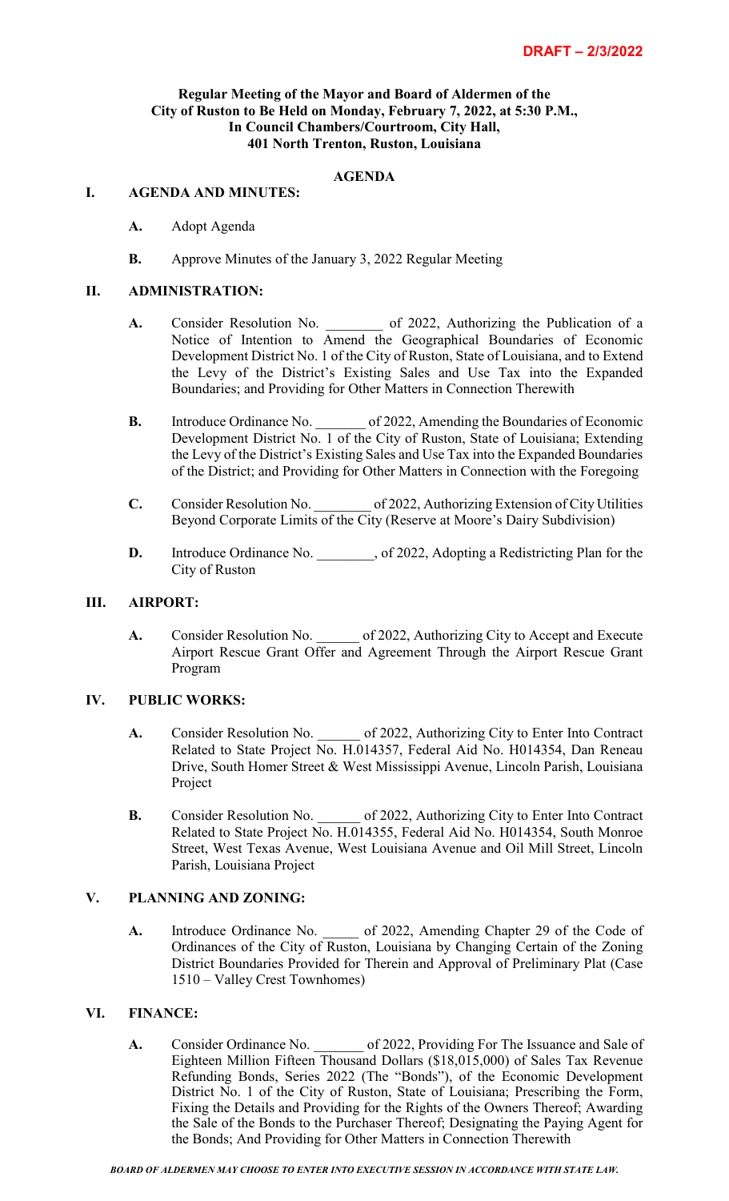**DRAFT – 2/3/2022**

**Regular Meeting of the Mayor and Board of Aldermen of the City of Ruston to Be Held on Monday, February 7, 2022, at 5:30 P.M., In Council Chambers/Courtroom, City Hall, 401 North Trenton, Ruston, Louisiana**

**AGENDA**

## I. AGENDA AND MINUTES:

**A.** Adopt Agenda

**B.** Approve Minutes of the January 3, 2022 Regular Meeting

## II. ADMINISTRATION:

**A.** Consider Resolution No. ________ of 2022, Authorizing the Publication of a Notice of Intention to Amend the Geographical Boundaries of Economic Development District No. 1 of the City of Ruston, State of Louisiana, and to Extend the Levy of the District's Existing Sales and Use Tax into the Expanded Boundaries; and Providing for Other Matters in Connection Therewith

**B.** Introduce Ordinance No. _______ of 2022, Amending the Boundaries of Economic Development District No. 1 of the City of Ruston, State of Louisiana; Extending the Levy of the District's Existing Sales and Use Tax into the Expanded Boundaries of the District; and Providing for Other Matters in Connection with the Foregoing

**C.** Consider Resolution No. ________ of 2022, Authorizing Extension of City Utilities Beyond Corporate Limits of the City (Reserve at Moore's Dairy Subdivision)

**D.** Introduce Ordinance No. ________, of 2022, Adopting a Redistricting Plan for the City of Ruston

## III. AIRPORT:

**A.** Consider Resolution No. ______ of 2022, Authorizing City to Accept and Execute Airport Rescue Grant Offer and Agreement Through the Airport Rescue Grant Program

## IV. PUBLIC WORKS:

**A.** Consider Resolution No. ______ of 2022, Authorizing City to Enter Into Contract Related to State Project No. H.014357, Federal Aid No. H014354, Dan Reneau Drive, South Homer Street & West Mississippi Avenue, Lincoln Parish, Louisiana Project

**B.** Consider Resolution No. ______ of 2022, Authorizing City to Enter Into Contract Related to State Project No. H.014355, Federal Aid No. H014354, South Monroe Street, West Texas Avenue, West Louisiana Avenue and Oil Mill Street, Lincoln Parish, Louisiana Project

## V. PLANNING AND ZONING:

**A.** Introduce Ordinance No. _____ of 2022, Amending Chapter 29 of the Code of Ordinances of the City of Ruston, Louisiana by Changing Certain of the Zoning District Boundaries Provided for Therein and Approval of Preliminary Plat (Case 1510 – Valley Crest Townhomes)

## VI. FINANCE:

**A.** Consider Ordinance No. _______ of 2022, Providing For The Issuance and Sale of Eighteen Million Fifteen Thousand Dollars ($18,015,000) of Sales Tax Revenue Refunding Bonds, Series 2022 (The "Bonds"), of the Economic Development District No. 1 of the City of Ruston, State of Louisiana; Prescribing the Form, Fixing the Details and Providing for the Rights of the Owners Thereof; Awarding the Sale of the Bonds to the Purchaser Thereof; Designating the Paying Agent for the Bonds; And Providing for Other Matters in Connection Therewith

***BOARD OF ALDERMEN MAY CHOOSE TO ENTER INTO EXECUTIVE SESSION IN ACCORDANCE WITH STATE LAW.***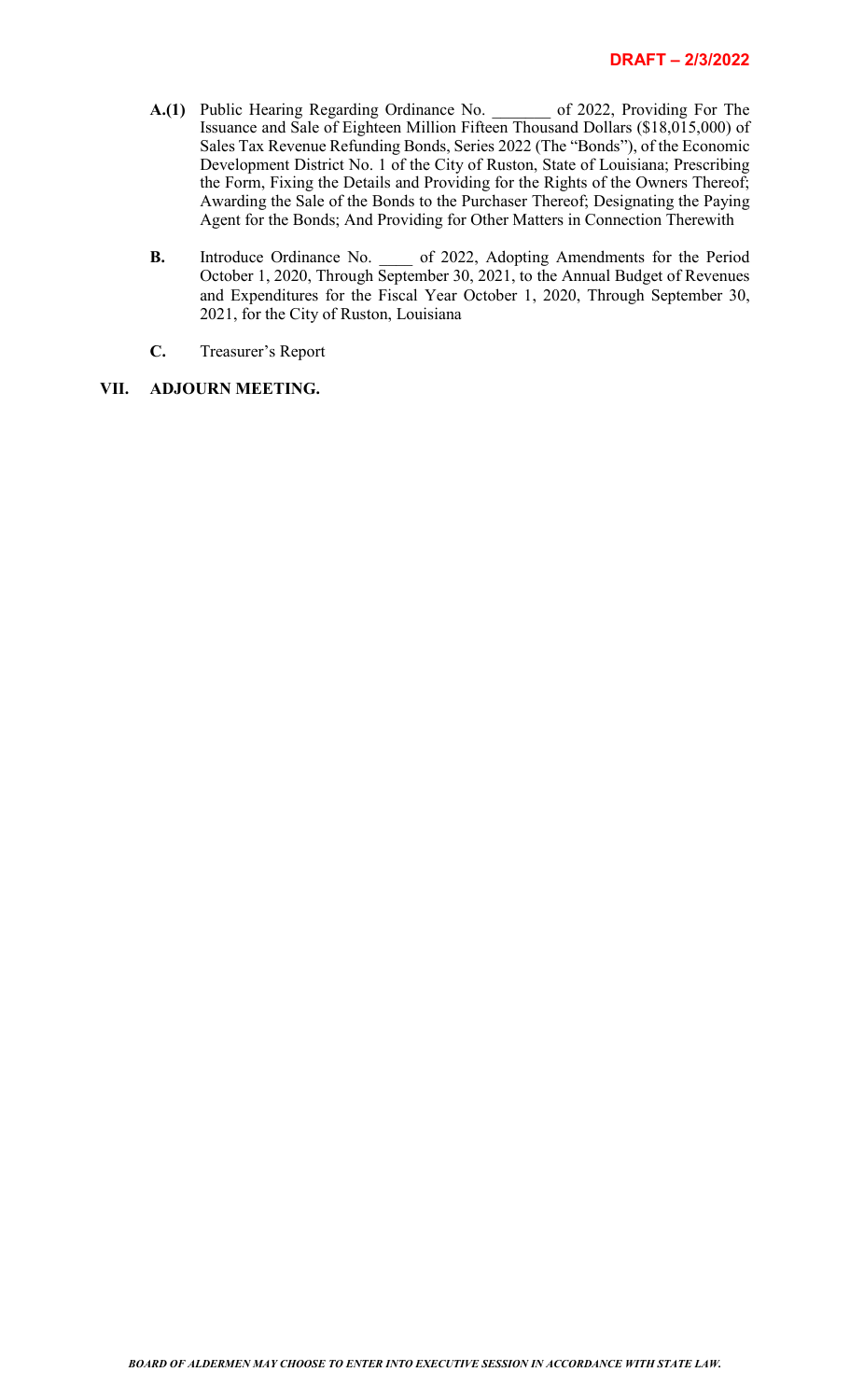**DRAFT – 2/3/2022**

**A.(1)** Public Hearing Regarding Ordinance No. _______ of 2022, Providing For The Issuance and Sale of Eighteen Million Fifteen Thousand Dollars ($18,015,000) of Sales Tax Revenue Refunding Bonds, Series 2022 (The "Bonds"), of the Economic Development District No. 1 of the City of Ruston, State of Louisiana; Prescribing the Form, Fixing the Details and Providing for the Rights of the Owners Thereof; Awarding the Sale of the Bonds to the Purchaser Thereof; Designating the Paying Agent for the Bonds; And Providing for Other Matters in Connection Therewith

**B.** Introduce Ordinance No. ____ of 2022, Adopting Amendments for the Period October 1, 2020, Through September 30, 2021, to the Annual Budget of Revenues and Expenditures for the Fiscal Year October 1, 2020, Through September 30, 2021, for the City of Ruston, Louisiana

**C.** Treasurer's Report

**VII. ADJOURN MEETING.**

***BOARD OF ALDERMEN MAY CHOOSE TO ENTER INTO EXECUTIVE SESSION IN ACCORDANCE WITH STATE LAW.***